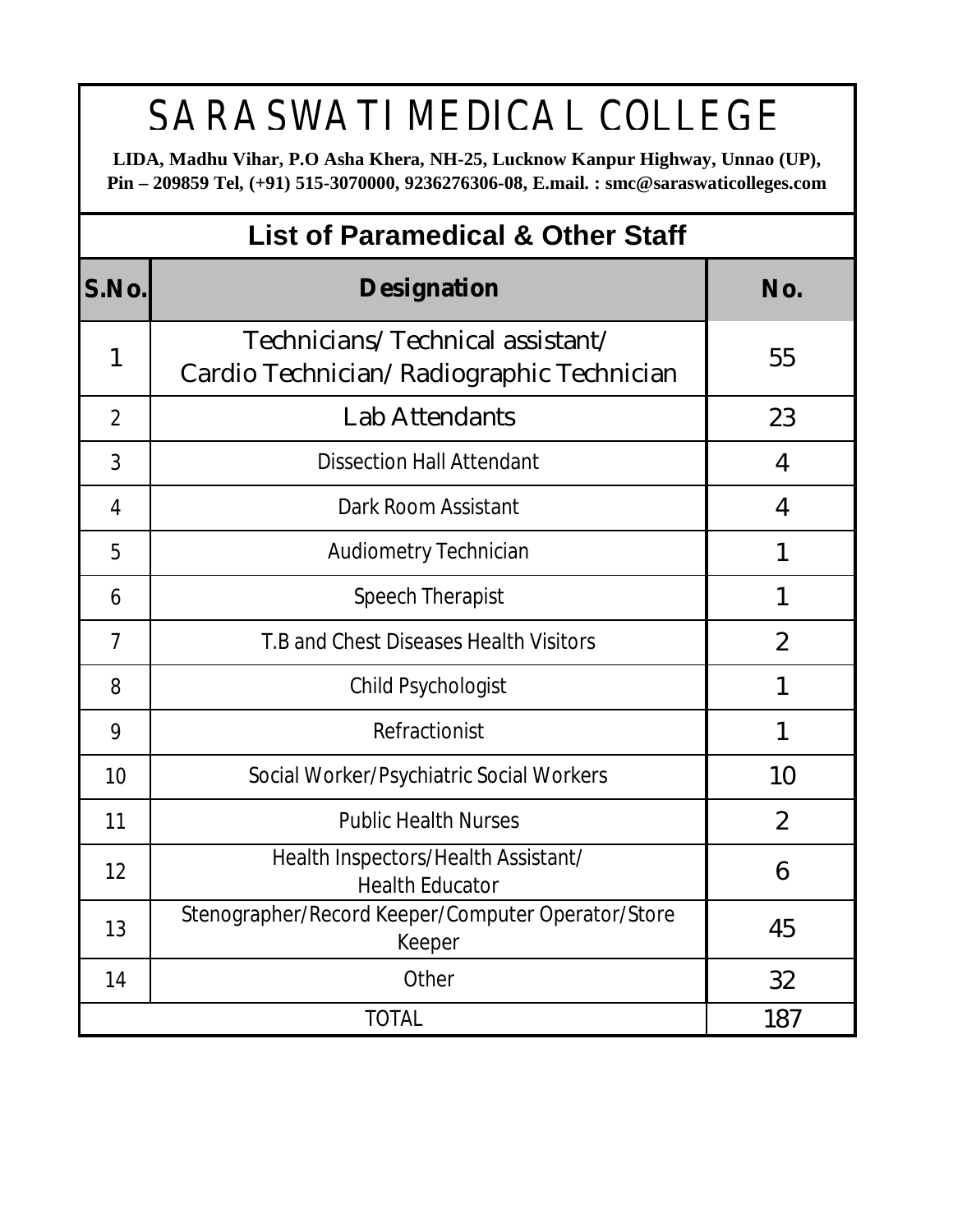# SARASWATI MEDICAL COLLEGE

**LIDA, Madhu Vihar, P.O Asha Khera, NH-25, Lucknow Kanpur Highway, Unnao (UP), Pin – 209859 Tel, (+91) 515-3070000, 9236276306-08, E.mail. : smc@saraswaticolleges.com**

## List of Paramedical & Other Staff

| S.No. | Designation | No. |
|---|---|---|
| 1 | Technicians/ Technical assistant/ Cardio Technician/ Radiographic Technician | 55 |
| 2 | Lab Attendants | 23 |
| 3 | Dissection Hall Attendant | 4 |
| 4 | Dark Room Assistant | 4 |
| 5 | Audiometry Technician | 1 |
| 6 | Speech Therapist | 1 |
| 7 | T.B and Chest Diseases Health Visitors | 2 |
| 8 | Child Psychologist | 1 |
| 9 | Refractionist | 1 |
| 10 | Social Worker/Psychiatric Social Workers | 10 |
| 11 | Public Health Nurses | 2 |
| 12 | Health Inspectors/Health Assistant/ Health Educator | 6 |
| 13 | Stenographer/Record Keeper/Computer Operator/Store Keeper | 45 |
| 14 | Other | 32 |
| TOTAL | | 187 |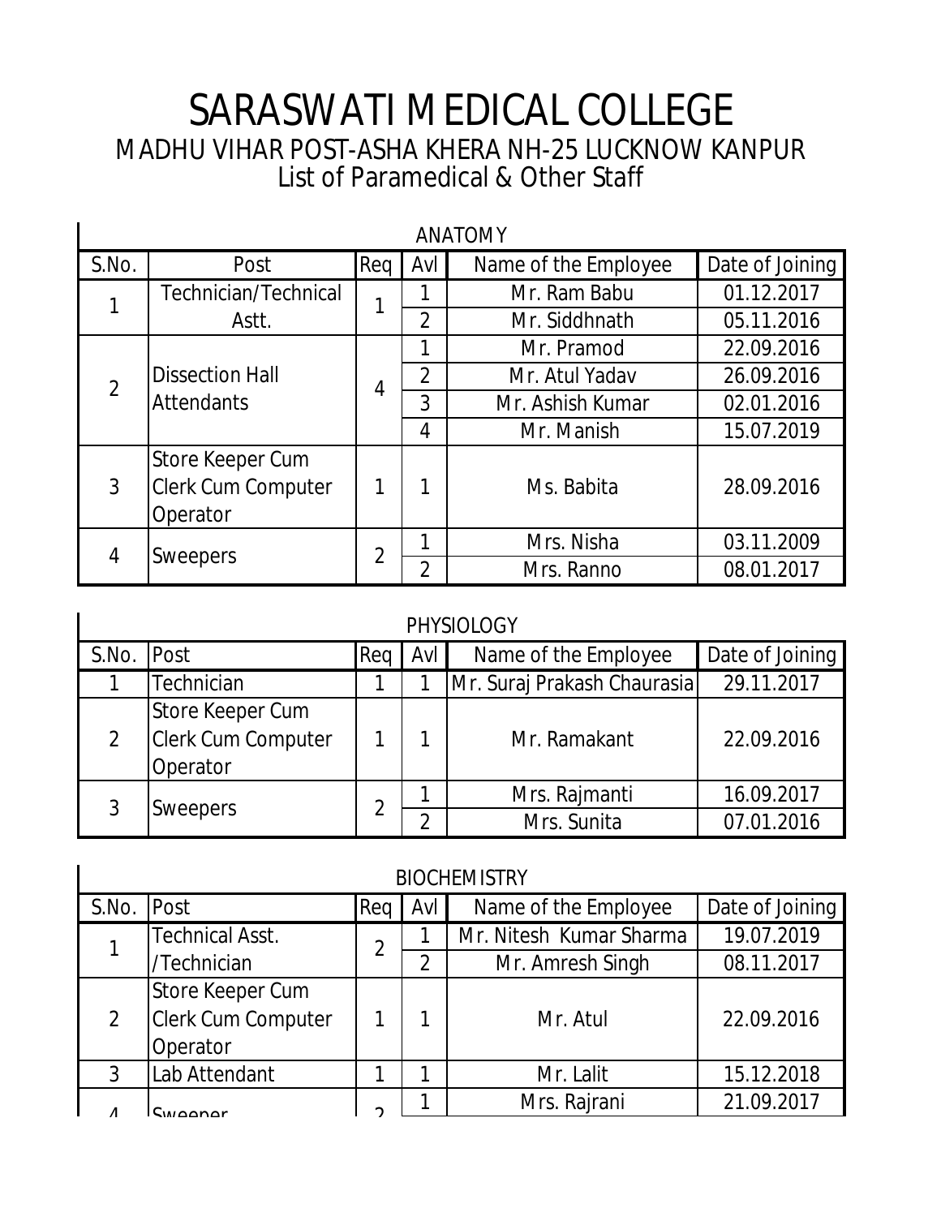# SARASWATI MEDICAL COLLEGE

## MADHU VIHAR POST-ASHA KHERA NH-25 LUCKNOW KANPUR

## List of Paramedical & Other Staff

### ANATOMY

| S.No. | Post | Req | Avl | Name of the Employee | Date of Joining |
|---|---|---|---|---|---|
| 1 | Technician/Technical Astt. | 1 | 1 | Mr. Ram Babu | 01.12.2017 |
| | | | 2 | Mr. Siddhnath | 05.11.2016 |
| 2 | Dissection Hall Attendants | 4 | 1 | Mr. Pramod | 22.09.2016 |
| | | | 2 | Mr. Atul Yadav | 26.09.2016 |
| | | | 3 | Mr. Ashish Kumar | 02.01.2016 |
| | | | 4 | Mr. Manish | 15.07.2019 |
| 3 | Store Keeper Cum Clerk Cum Computer Operator | 1 | 1 | Ms. Babita | 28.09.2016 |
| 4 | Sweepers | 2 | 1 | Mrs. Nisha | 03.11.2009 |
| | | | 2 | Mrs. Ranno | 08.01.2017 |

### PHYSIOLOGY

| S.No. | Post | Req | Avl | Name of the Employee | Date of Joining |
|---|---|---|---|---|---|
| 1 | Technician | 1 | 1 | Mr. Suraj Prakash Chaurasia | 29.11.2017 |
| 2 | Store Keeper Cum Clerk Cum Computer Operator | 1 | 1 | Mr. Ramakant | 22.09.2016 |
| 3 | Sweepers | 2 | 1 | Mrs. Rajmanti | 16.09.2017 |
| | | | 2 | Mrs. Sunita | 07.01.2016 |

### BIOCHEMISTRY

| S.No. | Post | Req | Avl | Name of the Employee | Date of Joining |
|---|---|---|---|---|---|
| 1 | Technical Asst. /Technician | 2 | 1 | Mr. Nitesh Kumar Sharma | 19.07.2019 |
| | | | 2 | Mr. Amresh Singh | 08.11.2017 |
| 2 | Store Keeper Cum Clerk Cum Computer Operator | 1 | 1 | Mr. Atul | 22.09.2016 |
| 3 | Lab Attendant | 1 | 1 | Mr. Lalit | 15.12.2018 |
| 4 | Sweeper | 2 | 1 | Mrs. Rajrani | 21.09.2017 |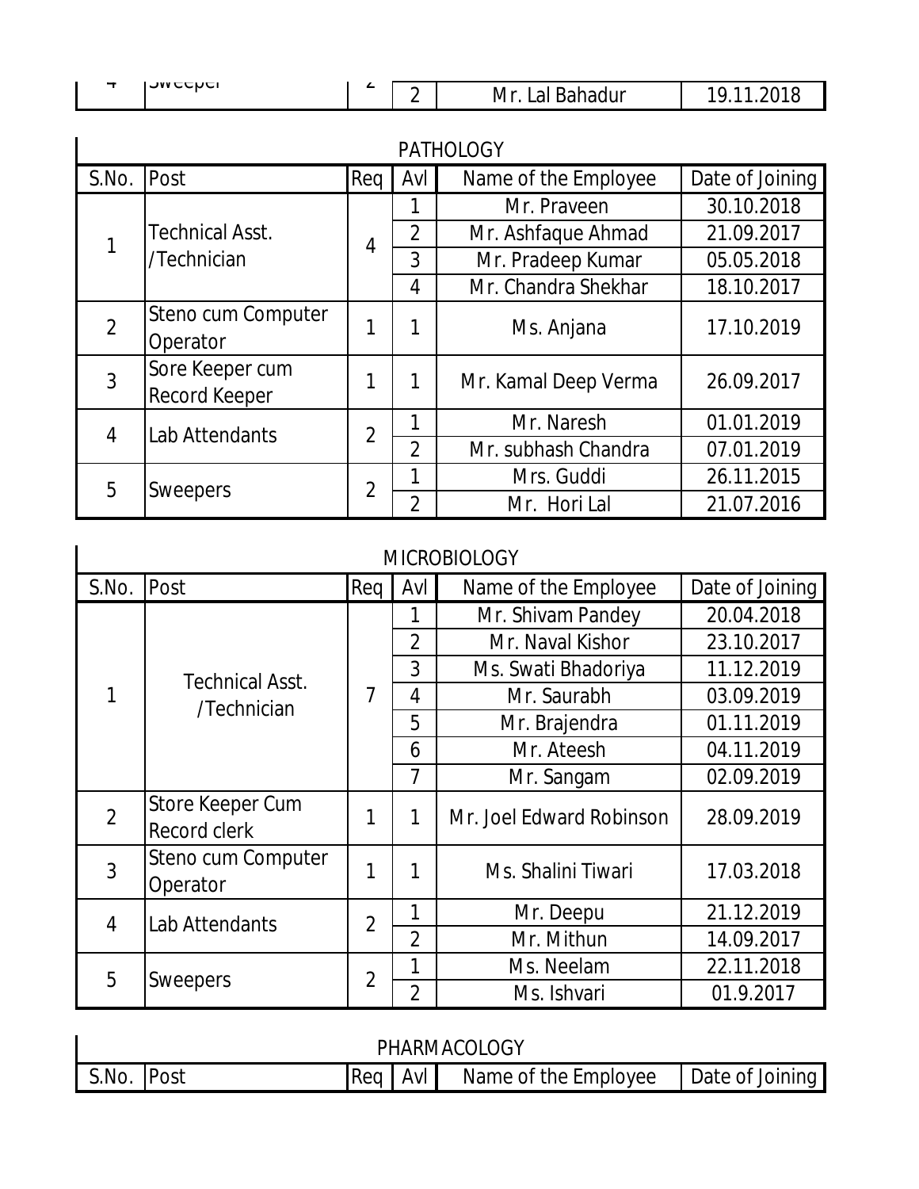| 4 | Sweeper | 2 | 2 | Mr. Lal Bahadur | 19.11.2018 |
|---|---|---|---|---|---|

## PATHOLOGY

| S.No. | Post | Req | Avl | Name of the Employee | Date of Joining |
|---|---|---|---|---|---|
| 1 | Technical Asst. /Technician | 4 | 1 | Mr. Praveen | 30.10.2018 |
| | | | 2 | Mr. Ashfaque Ahmad | 21.09.2017 |
| | | | 3 | Mr. Pradeep Kumar | 05.05.2018 |
| | | | 4 | Mr. Chandra Shekhar | 18.10.2017 |
| 2 | Steno cum Computer Operator | 1 | 1 | Ms. Anjana | 17.10.2019 |
| 3 | Sore Keeper cum Record Keeper | 1 | 1 | Mr. Kamal Deep Verma | 26.09.2017 |
| 4 | Lab Attendants | 2 | 1 | Mr. Naresh | 01.01.2019 |
| | | | 2 | Mr. subhash Chandra | 07.01.2019 |
| 5 | Sweepers | 2 | 1 | Mrs. Guddi | 26.11.2015 |
| | | | 2 | Mr. Hori Lal | 21.07.2016 |

## MICROBIOLOGY

| S.No. | Post | Req | Avl | Name of the Employee | Date of Joining |
|---|---|---|---|---|---|
| 1 | Technical Asst. /Technician | 7 | 1 | Mr. Shivam Pandey | 20.04.2018 |
| | | | 2 | Mr. Naval Kishor | 23.10.2017 |
| | | | 3 | Ms. Swati Bhadoriya | 11.12.2019 |
| | | | 4 | Mr. Saurabh | 03.09.2019 |
| | | | 5 | Mr. Brajendra | 01.11.2019 |
| | | | 6 | Mr. Ateesh | 04.11.2019 |
| | | | 7 | Mr. Sangam | 02.09.2019 |
| 2 | Store Keeper Cum Record clerk | 1 | 1 | Mr. Joel Edward Robinson | 28.09.2019 |
| 3 | Steno cum Computer Operator | 1 | 1 | Ms. Shalini Tiwari | 17.03.2018 |
| 4 | Lab Attendants | 2 | 1 | Mr. Deepu | 21.12.2019 |
| | | | 2 | Mr. Mithun | 14.09.2017 |
| 5 | Sweepers | 2 | 1 | Ms. Neelam | 22.11.2018 |
| | | | 2 | Ms. Ishvari | 01.9.2017 |

## PHARMACOLOGY

| S.No. | Post | Req | Avl | Name of the Employee | Date of Joining |
|---|---|---|---|---|---|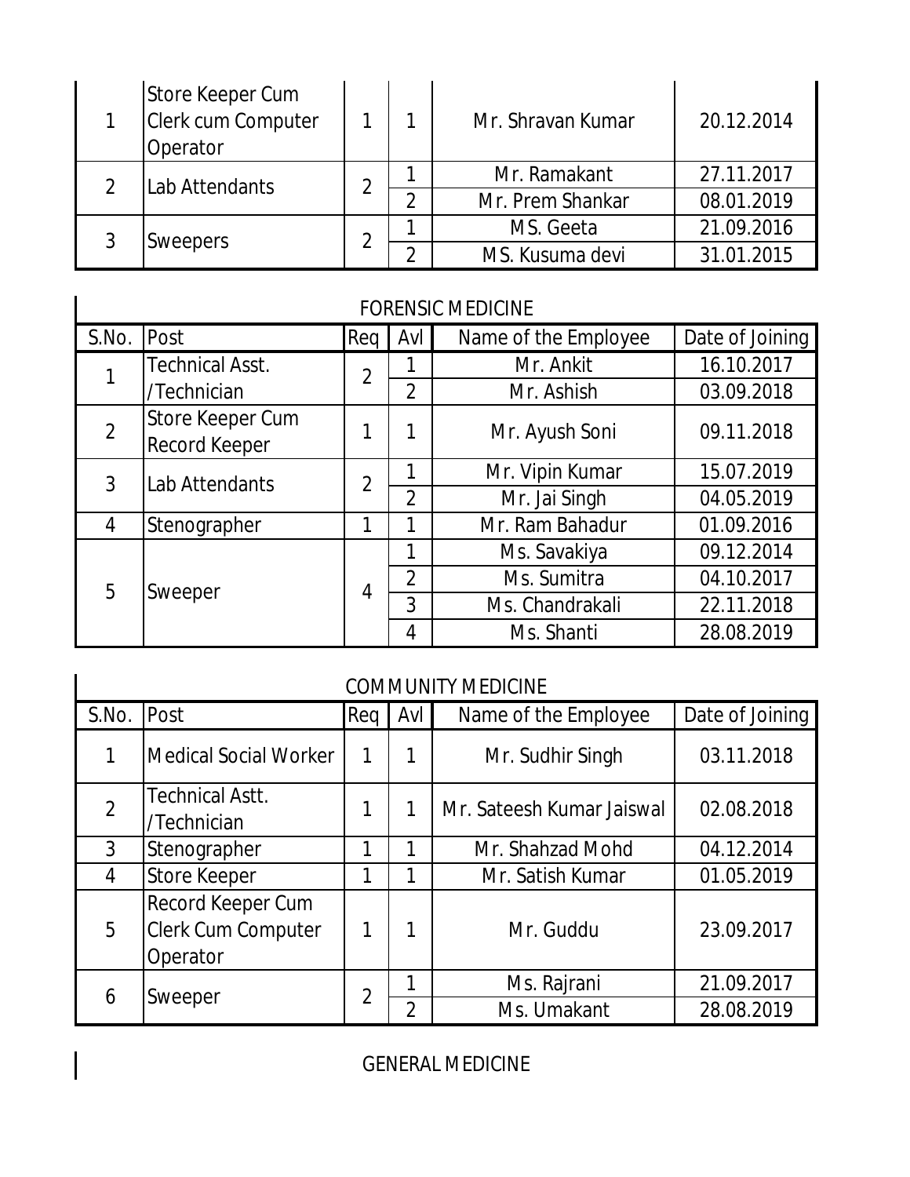| S.No. | Post | Req | Avl | Name of the Employee | Date of Joining |
| --- | --- | --- | --- | --- | --- |
| 1 | Store Keeper Cum Clerk cum Computer Operator | 1 | 1 | Mr. Shravan Kumar | 20.12.2014 |
| 2 | Lab Attendants | 2 | 1 | Mr. Ramakant | 27.11.2017 |
| | | | 2 | Mr. Prem Shankar | 08.01.2019 |
| 3 | Sweepers | 2 | 1 | MS. Geeta | 21.09.2016 |
| | | | 2 | MS. Kusuma devi | 31.01.2015 |

## FORENSIC MEDICINE

| S.No. | Post | Req | Avl | Name of the Employee | Date of Joining |
| --- | --- | --- | --- | --- | --- |
| 1 | Technical Asst. /Technician | 2 | 1 | Mr. Ankit | 16.10.2017 |
| | | | 2 | Mr. Ashish | 03.09.2018 |
| 2 | Store Keeper Cum Record Keeper | 1 | 1 | Mr. Ayush Soni | 09.11.2018 |
| 3 | Lab Attendants | 2 | 1 | Mr. Vipin Kumar | 15.07.2019 |
| | | | 2 | Mr. Jai Singh | 04.05.2019 |
| 4 | Stenographer | 1 | 1 | Mr. Ram Bahadur | 01.09.2016 |
| 5 | Sweeper | 4 | 1 | Ms. Savakiya | 09.12.2014 |
| | | | 2 | Ms. Sumitra | 04.10.2017 |
| | | | 3 | Ms. Chandrakali | 22.11.2018 |
| | | | 4 | Ms. Shanti | 28.08.2019 |

## COMMUNITY MEDICINE

| S.No. | Post | Req | Avl | Name of the Employee | Date of Joining |
| --- | --- | --- | --- | --- | --- |
| 1 | Medical Social Worker | 1 | 1 | Mr. Sudhir Singh | 03.11.2018 |
| 2 | Technical Astt. /Technician | 1 | 1 | Mr. Sateesh Kumar Jaiswal | 02.08.2018 |
| 3 | Stenographer | 1 | 1 | Mr. Shahzad Mohd | 04.12.2014 |
| 4 | Store Keeper | 1 | 1 | Mr. Satish Kumar | 01.05.2019 |
| 5 | Record Keeper Cum Clerk Cum Computer Operator | 1 | 1 | Mr. Guddu | 23.09.2017 |
| 6 | Sweeper | 2 | 1 | Ms. Rajrani | 21.09.2017 |
| | | | 2 | Ms. Umakant | 28.08.2019 |

## GENERAL MEDICINE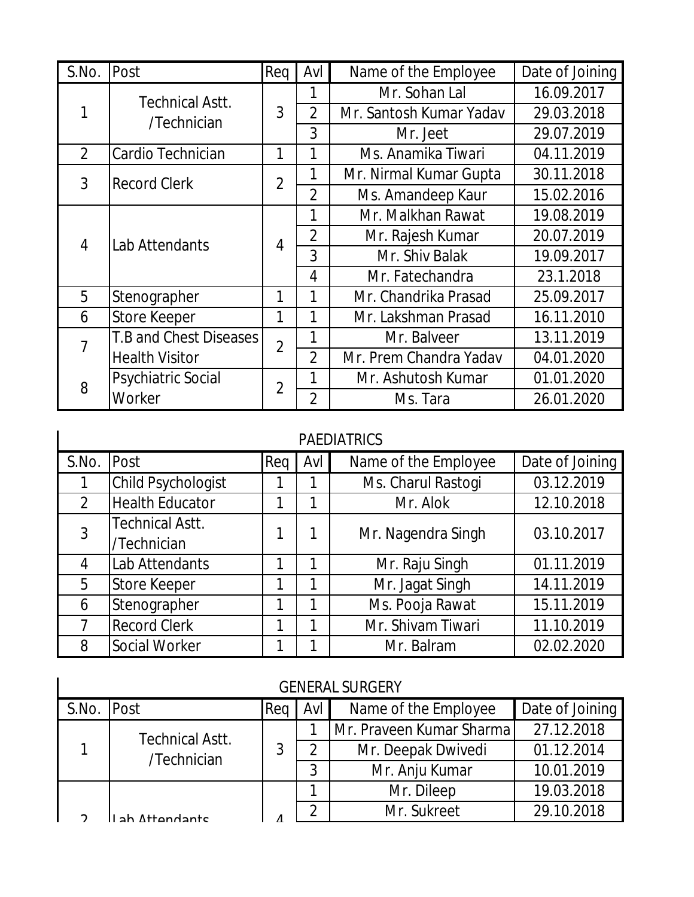| S.No. | Post | Req | Avl | Name of the Employee | Date of Joining |
|---|---|---|---|---|---|
| 1 | Technical Astt. /Technician | 3 | 1 | Mr. Sohan Lal | 16.09.2017 |
| | | | 2 | Mr. Santosh Kumar Yadav | 29.03.2018 |
| | | | 3 | Mr. Jeet | 29.07.2019 |
| 2 | Cardio Technician | 1 | 1 | Ms. Anamika Tiwari | 04.11.2019 |
| 3 | Record Clerk | 2 | 1 | Mr. Nirmal Kumar Gupta | 30.11.2018 |
| | | | 2 | Ms. Amandeep Kaur | 15.02.2016 |
| 4 | Lab Attendants | 4 | 1 | Mr. Malkhan Rawat | 19.08.2019 |
| | | | 2 | Mr. Rajesh Kumar | 20.07.2019 |
| | | | 3 | Mr. Shiv Balak | 19.09.2017 |
| | | | 4 | Mr. Fatechandra | 23.1.2018 |
| 5 | Stenographer | 1 | 1 | Mr. Chandrika Prasad | 25.09.2017 |
| 6 | Store Keeper | 1 | 1 | Mr. Lakshman Prasad | 16.11.2010 |
| 7 | T.B and Chest Diseases Health Visitor | 2 | 1 | Mr. Balveer | 13.11.2019 |
| | | | 2 | Mr. Prem Chandra Yadav | 04.01.2020 |
| 8 | Psychiatric Social Worker | 2 | 1 | Mr. Ashutosh Kumar | 01.01.2020 |
| | | | 2 | Ms. Tara | 26.01.2020 |

## PAEDIATRICS

| S.No. | Post | Req | Avl | Name of the Employee | Date of Joining |
|---|---|---|---|---|---|
| 1 | Child Psychologist | 1 | 1 | Ms. Charul Rastogi | 03.12.2019 |
| 2 | Health Educator | 1 | 1 | Mr. Alok | 12.10.2018 |
| 3 | Technical Astt. /Technician | 1 | 1 | Mr. Nagendra Singh | 03.10.2017 |
| 4 | Lab Attendants | 1 | 1 | Mr. Raju Singh | 01.11.2019 |
| 5 | Store Keeper | 1 | 1 | Mr. Jagat Singh | 14.11.2019 |
| 6 | Stenographer | 1 | 1 | Ms. Pooja Rawat | 15.11.2019 |
| 7 | Record Clerk | 1 | 1 | Mr. Shivam Tiwari | 11.10.2019 |
| 8 | Social Worker | 1 | 1 | Mr. Balram | 02.02.2020 |

## GENERAL SURGERY

| S.No. | Post | Req | Avl | Name of the Employee | Date of Joining |
|---|---|---|---|---|---|
| 1 | Technical Astt. /Technician | 3 | 1 | Mr. Praveen Kumar Sharma | 27.12.2018 |
| | | | 2 | Mr. Deepak Dwivedi | 01.12.2014 |
| | | | 3 | Mr. Anju Kumar | 10.01.2019 |
| 2 | Lab Attendants | 4 | 1 | Mr. Dileep | 19.03.2018 |
| | | | 2 | Mr. Sukreet | 29.10.2018 |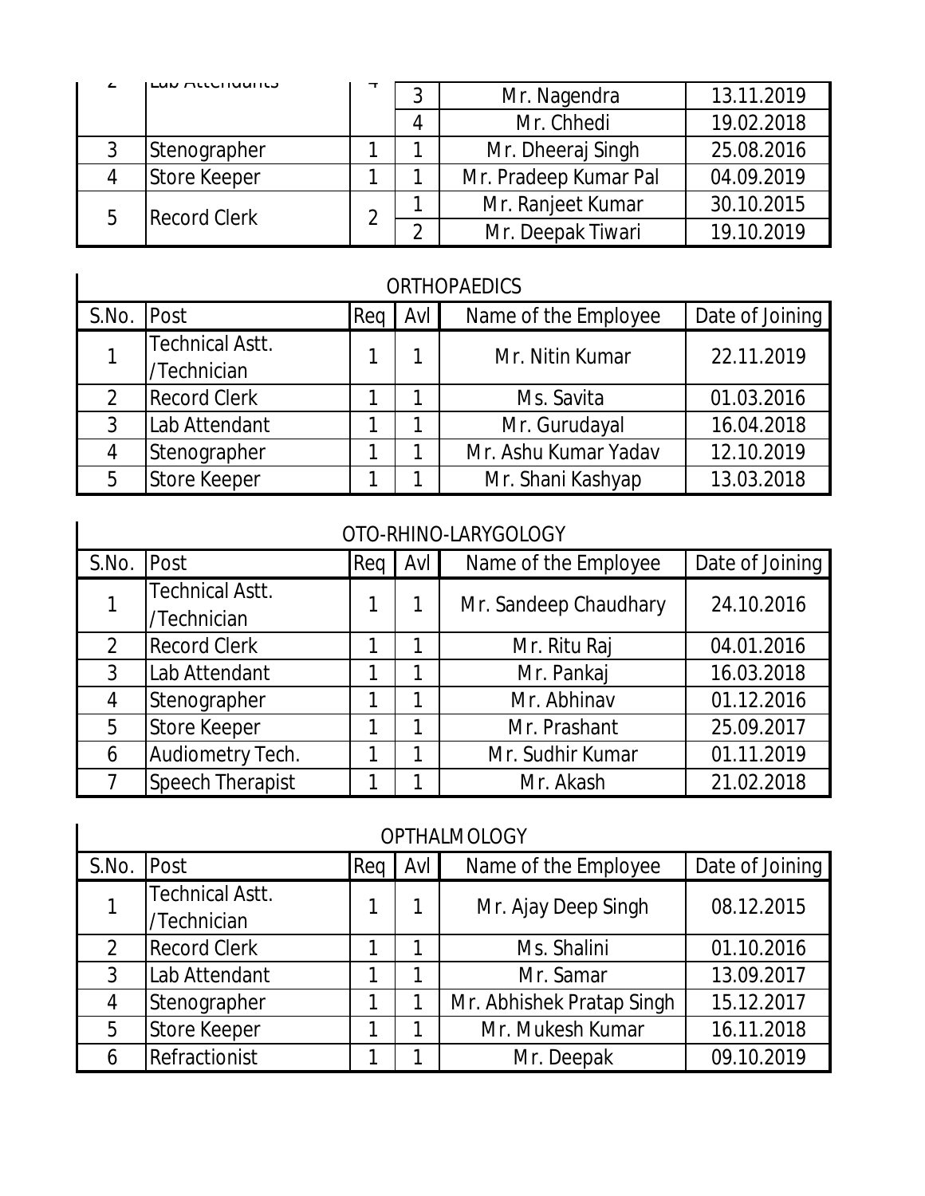| 2 | Lab Attendants | 4 | 3 | Mr. Nagendra | 13.11.2019 |
|---|---|---|---|---|---|
| | | | 4 | Mr. Chhedi | 19.02.2018 |
| 3 | Stenographer | 1 | 1 | Mr. Dheeraj Singh | 25.08.2016 |
| 4 | Store Keeper | 1 | 1 | Mr. Pradeep Kumar Pal | 04.09.2019 |
| 5 | Record Clerk | 2 | 1 | Mr. Ranjeet Kumar | 30.10.2015 |
| | | | 2 | Mr. Deepak Tiwari | 19.10.2019 |

## ORTHOPAEDICS

| S.No. | Post | Req | Avl | Name of the Employee | Date of Joining |
|---|---|---|---|---|---|
| 1 | Technical Astt. /Technician | 1 | 1 | Mr. Nitin Kumar | 22.11.2019 |
| 2 | Record Clerk | 1 | 1 | Ms. Savita | 01.03.2016 |
| 3 | Lab Attendant | 1 | 1 | Mr. Gurudayal | 16.04.2018 |
| 4 | Stenographer | 1 | 1 | Mr. Ashu Kumar Yadav | 12.10.2019 |
| 5 | Store Keeper | 1 | 1 | Mr. Shani Kashyap | 13.03.2018 |

## OTO-RHINO-LARYGOLOGY

| S.No. | Post | Req | Avl | Name of the Employee | Date of Joining |
|---|---|---|---|---|---|
| 1 | Technical Astt. /Technician | 1 | 1 | Mr. Sandeep Chaudhary | 24.10.2016 |
| 2 | Record Clerk | 1 | 1 | Mr. Ritu Raj | 04.01.2016 |
| 3 | Lab Attendant | 1 | 1 | Mr. Pankaj | 16.03.2018 |
| 4 | Stenographer | 1 | 1 | Mr. Abhinav | 01.12.2016 |
| 5 | Store Keeper | 1 | 1 | Mr. Prashant | 25.09.2017 |
| 6 | Audiometry Tech. | 1 | 1 | Mr. Sudhir Kumar | 01.11.2019 |
| 7 | Speech Therapist | 1 | 1 | Mr. Akash | 21.02.2018 |

## OPTHALMOLOGY

| S.No. | Post | Req | Avl | Name of the Employee | Date of Joining |
|---|---|---|---|---|---|
| 1 | Technical Astt. /Technician | 1 | 1 | Mr. Ajay Deep Singh | 08.12.2015 |
| 2 | Record Clerk | 1 | 1 | Ms. Shalini | 01.10.2016 |
| 3 | Lab Attendant | 1 | 1 | Mr. Samar | 13.09.2017 |
| 4 | Stenographer | 1 | 1 | Mr. Abhishek Pratap Singh | 15.12.2017 |
| 5 | Store Keeper | 1 | 1 | Mr. Mukesh Kumar | 16.11.2018 |
| 6 | Refractionist | 1 | 1 | Mr. Deepak | 09.10.2019 |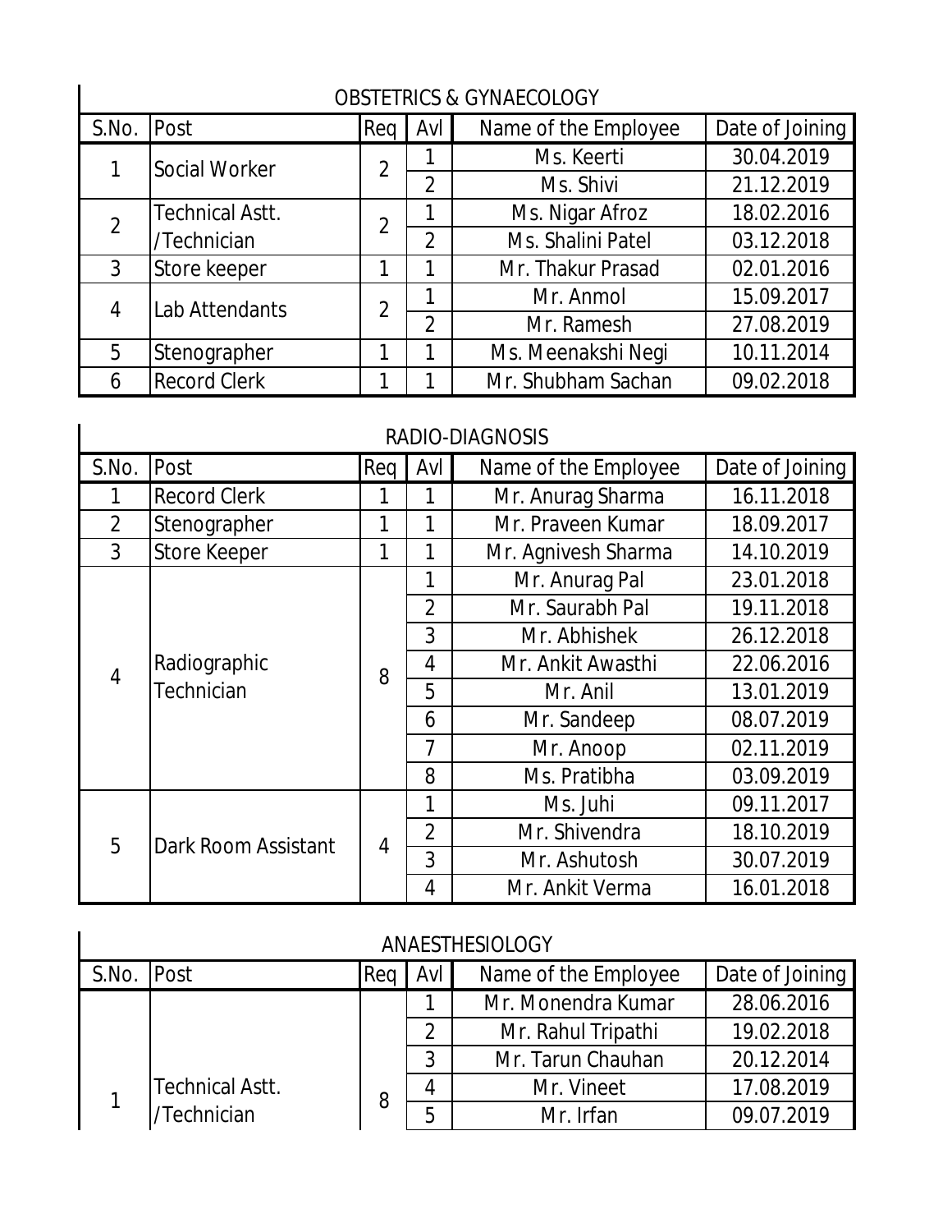## OBSTETRICS & GYNAECOLOGY

| S.No. | Post | Req | Avl | Name of the Employee | Date of Joining |
|---|---|---|---|---|---|
| 1 | Social Worker | 2 | 1 | Ms. Keerti | 30.04.2019 |
| | | | 2 | Ms. Shivi | 21.12.2019 |
| 2 | Technical Astt. /Technician | 2 | 1 | Ms. Nigar Afroz | 18.02.2016 |
| | | | 2 | Ms. Shalini Patel | 03.12.2018 |
| 3 | Store keeper | 1 | 1 | Mr. Thakur Prasad | 02.01.2016 |
| 4 | Lab Attendants | 2 | 1 | Mr. Anmol | 15.09.2017 |
| | | | 2 | Mr. Ramesh | 27.08.2019 |
| 5 | Stenographer | 1 | 1 | Ms. Meenakshi Negi | 10.11.2014 |
| 6 | Record Clerk | 1 | 1 | Mr. Shubham Sachan | 09.02.2018 |

## RADIO-DIAGNOSIS

| S.No. | Post | Req | Avl | Name of the Employee | Date of Joining |
|---|---|---|---|---|---|
| 1 | Record Clerk | 1 | 1 | Mr. Anurag Sharma | 16.11.2018 |
| 2 | Stenographer | 1 | 1 | Mr. Praveen Kumar | 18.09.2017 |
| 3 | Store Keeper | 1 | 1 | Mr. Agnivesh Sharma | 14.10.2019 |
| 4 | Radiographic Technician | 8 | 1 | Mr. Anurag Pal | 23.01.2018 |
| | | | 2 | Mr. Saurabh Pal | 19.11.2018 |
| | | | 3 | Mr. Abhishek | 26.12.2018 |
| | | | 4 | Mr. Ankit Awasthi | 22.06.2016 |
| | | | 5 | Mr. Anil | 13.01.2019 |
| | | | 6 | Mr. Sandeep | 08.07.2019 |
| | | | 7 | Mr. Anoop | 02.11.2019 |
| | | | 8 | Ms. Pratibha | 03.09.2019 |
| 5 | Dark Room Assistant | 4 | 1 | Ms. Juhi | 09.11.2017 |
| | | | 2 | Mr. Shivendra | 18.10.2019 |
| | | | 3 | Mr. Ashutosh | 30.07.2019 |
| | | | 4 | Mr. Ankit Verma | 16.01.2018 |

## ANAESTHESIOLOGY

| S.No. | Post | Req | Avl | Name of the Employee | Date of Joining |
|---|---|---|---|---|---|
| 1 | Technical Astt. /Technician | 8 | 1 | Mr. Monendra Kumar | 28.06.2016 |
| | | | 2 | Mr. Rahul Tripathi | 19.02.2018 |
| | | | 3 | Mr. Tarun Chauhan | 20.12.2014 |
| | | | 4 | Mr. Vineet | 17.08.2019 |
| | | | 5 | Mr. Irfan | 09.07.2019 |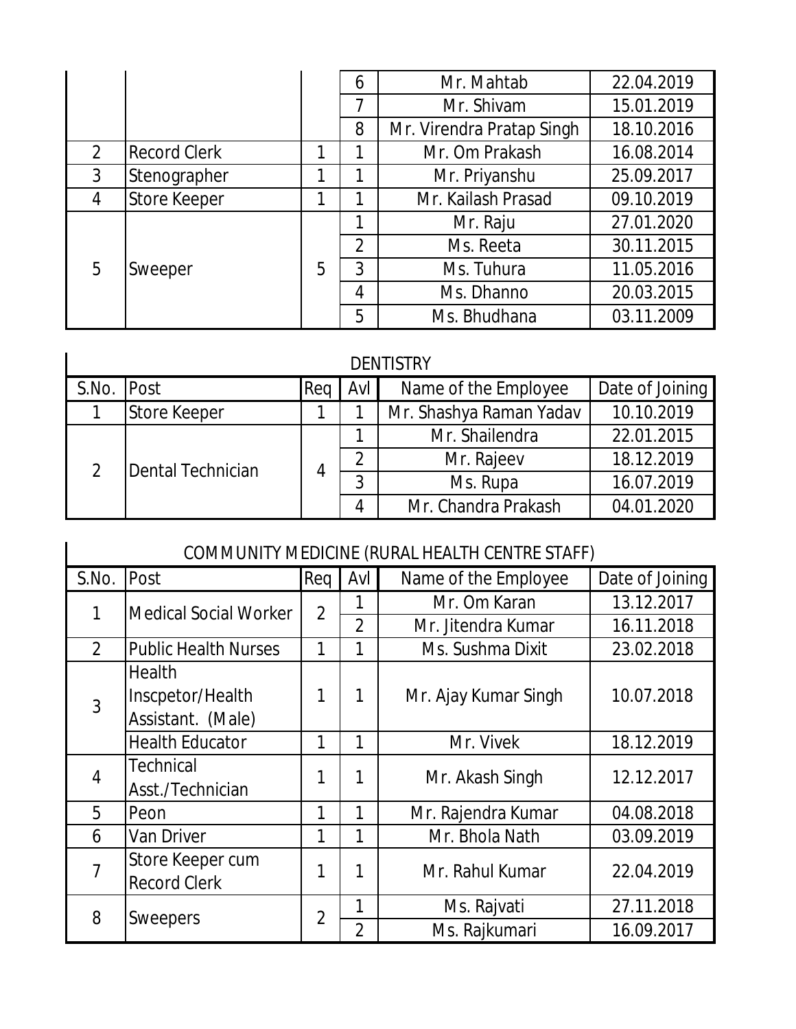| | | | 6 | Mr. Mahtab | 22.04.2019 |
|---|---|---|---|---|---|
| | | | 7 | Mr. Shivam | 15.01.2019 |
| | | | 8 | Mr. Virendra Pratap Singh | 18.10.2016 |
| 2 | Record Clerk | 1 | 1 | Mr. Om Prakash | 16.08.2014 |
| 3 | Stenographer | 1 | 1 | Mr. Priyanshu | 25.09.2017 |
| 4 | Store Keeper | 1 | 1 | Mr. Kailash Prasad | 09.10.2019 |
| 5 | Sweeper | 5 | 1 | Mr. Raju | 27.01.2020 |
| | | | 2 | Ms. Reeta | 30.11.2015 |
| | | | 3 | Ms. Tuhura | 11.05.2016 |
| | | | 4 | Ms. Dhanno | 20.03.2015 |
| | | | 5 | Ms. Bhudhana | 03.11.2009 |

## DENTISTRY

| S.No. | Post | Req | Avl | Name of the Employee | Date of Joining |
|---|---|---|---|---|---|
| 1 | Store Keeper | 1 | 1 | Mr. Shashya Raman Yadav | 10.10.2019 |
| 2 | Dental Technician | 4 | 1 | Mr. Shailendra | 22.01.2015 |
| | | | 2 | Mr. Rajeev | 18.12.2019 |
| | | | 3 | Ms. Rupa | 16.07.2019 |
| | | | 4 | Mr. Chandra Prakash | 04.01.2020 |

## COMMUNITY MEDICINE (RURAL HEALTH CENTRE STAFF)

| S.No. | Post | Req | Avl | Name of the Employee | Date of Joining |
|---|---|---|---|---|---|
| 1 | Medical Social Worker | 2 | 1 | Mr. Om Karan | 13.12.2017 |
| | | | 2 | Mr. Jitendra Kumar | 16.11.2018 |
| 2 | Public Health Nurses | 1 | 1 | Ms. Sushma Dixit | 23.02.2018 |
| 3 | Health Inscpetor/Health Assistant. (Male) | 1 | 1 | Mr. Ajay Kumar Singh | 10.07.2018 |
| | Health Educator | 1 | 1 | Mr. Vivek | 18.12.2019 |
| 4 | Technical Asst./Technician | 1 | 1 | Mr. Akash Singh | 12.12.2017 |
| 5 | Peon | 1 | 1 | Mr. Rajendra Kumar | 04.08.2018 |
| 6 | Van Driver | 1 | 1 | Mr. Bhola Nath | 03.09.2019 |
| 7 | Store Keeper cum Record Clerk | 1 | 1 | Mr. Rahul Kumar | 22.04.2019 |
| 8 | Sweepers | 2 | 1 | Ms. Rajvati | 27.11.2018 |
| | | | 2 | Ms. Rajkumari | 16.09.2017 |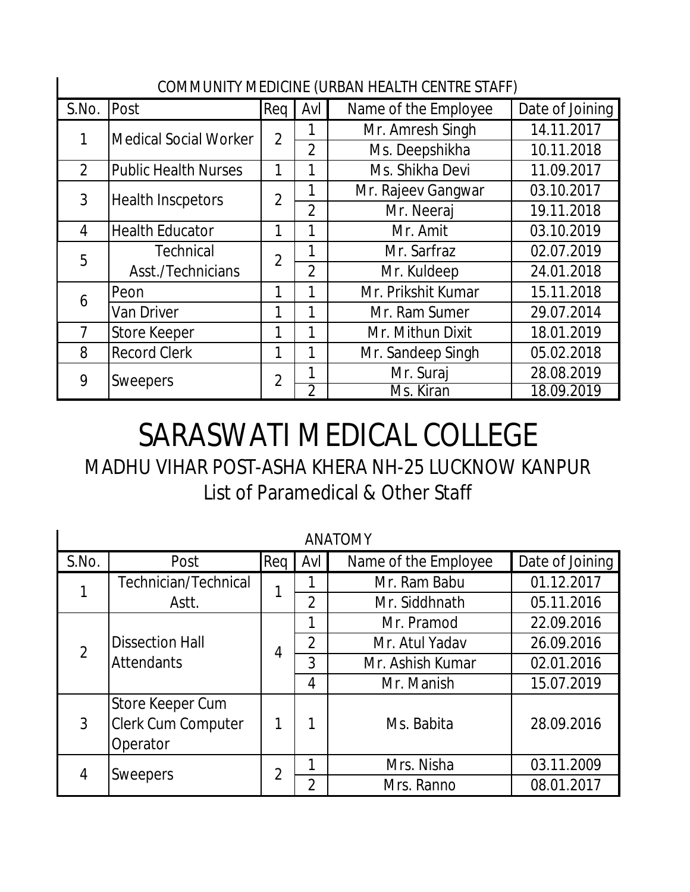| COMMUNITY MEDICINE (URBAN HEALTH CENTRE STAFF) | | | | | |
|---|---|---|---|---|---|
| S.No. | Post | Req | Avl | Name of the Employee | Date of Joining |
| 1 | Medical Social Worker | 2 | 1 | Mr. Amresh Singh | 14.11.2017 |
| | | | 2 | Ms. Deepshikha | 10.11.2018 |
| 2 | Public Health Nurses | 1 | 1 | Ms. Shikha Devi | 11.09.2017 |
| 3 | Health Inscpetors | 2 | 1 | Mr. Rajeev Gangwar | 03.10.2017 |
| | | | 2 | Mr. Neeraj | 19.11.2018 |
| 4 | Health Educator | 1 | 1 | Mr. Amit | 03.10.2019 |
| 5 | Technical Asst./Technicians | 2 | 1 | Mr. Sarfraz | 02.07.2019 |
| | | | 2 | Mr. Kuldeep | 24.01.2018 |
| 6 | Peon | 1 | 1 | Mr. Prikshit Kumar | 15.11.2018 |
| | Van Driver | 1 | 1 | Mr. Ram Sumer | 29.07.2014 |
| 7 | Store Keeper | 1 | 1 | Mr. Mithun Dixit | 18.01.2019 |
| 8 | Record Clerk | 1 | 1 | Mr. Sandeep Singh | 05.02.2018 |
| 9 | Sweepers | 2 | 1 | Mr. Suraj | 28.08.2019 |
| | | | 2 | Ms. Kiran | 18.09.2019 |

# SARASWATI MEDICAL COLLEGE

## MADHU VIHAR POST-ASHA KHERA NH-25 LUCKNOW KANPUR

## List of Paramedical & Other Staff

| ANATOMY | | | | | |
|---|---|---|---|---|---|
| S.No. | Post | Req | Avl | Name of the Employee | Date of Joining |
| 1 | Technician/Technical Astt. | 1 | 1 | Mr. Ram Babu | 01.12.2017 |
| | | | 2 | Mr. Siddhnath | 05.11.2016 |
| 2 | Dissection Hall Attendants | 4 | 1 | Mr. Pramod | 22.09.2016 |
| | | | 2 | Mr. Atul Yadav | 26.09.2016 |
| | | | 3 | Mr. Ashish Kumar | 02.01.2016 |
| | | | 4 | Mr. Manish | 15.07.2019 |
| 3 | Store Keeper Cum Clerk Cum Computer Operator | 1 | 1 | Ms. Babita | 28.09.2016 |
| 4 | Sweepers | 2 | 1 | Mrs. Nisha | 03.11.2009 |
| | | | 2 | Mrs. Ranno | 08.01.2017 |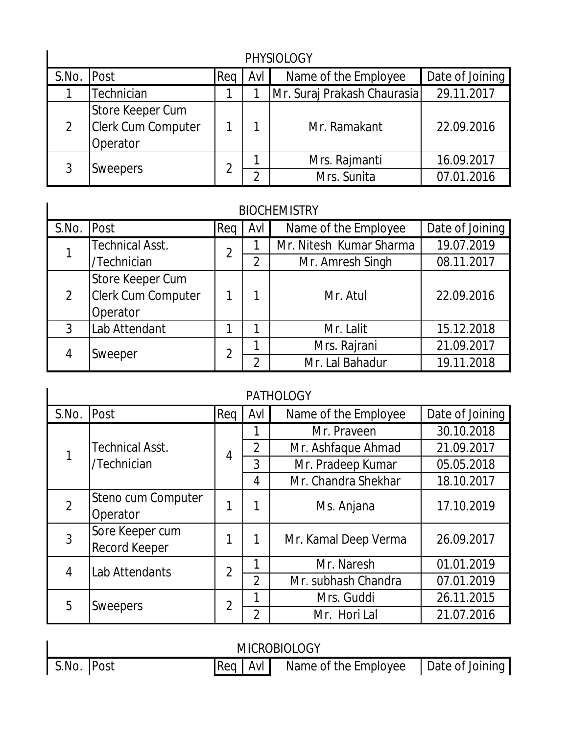## PHYSIOLOGY

| S.No. | Post | Req | Avl | Name of the Employee | Date of Joining |
|---|---|---|---|---|---|
| 1 | Technician | 1 | 1 | Mr. Suraj Prakash Chaurasia | 29.11.2017 |
| 2 | Store Keeper Cum Clerk Cum Computer Operator | 1 | 1 | Mr. Ramakant | 22.09.2016 |
| 3 | Sweepers | 2 | 1 | Mrs. Rajmanti | 16.09.2017 |
| | | | 2 | Mrs. Sunita | 07.01.2016 |

## BIOCHEMISTRY

| S.No. | Post | Req | Avl | Name of the Employee | Date of Joining |
|---|---|---|---|---|---|
| 1 | Technical Asst. /Technician | 2 | 1 | Mr. Nitesh Kumar Sharma | 19.07.2019 |
| | | | 2 | Mr. Amresh Singh | 08.11.2017 |
| 2 | Store Keeper Cum Clerk Cum Computer Operator | 1 | 1 | Mr. Atul | 22.09.2016 |
| 3 | Lab Attendant | 1 | 1 | Mr. Lalit | 15.12.2018 |
| 4 | Sweeper | 2 | 1 | Mrs. Rajrani | 21.09.2017 |
| | | | 2 | Mr. Lal Bahadur | 19.11.2018 |

## PATHOLOGY

| S.No. | Post | Req | Avl | Name of the Employee | Date of Joining |
|---|---|---|---|---|---|
| 1 | Technical Asst. /Technician | 4 | 1 | Mr. Praveen | 30.10.2018 |
| | | | 2 | Mr. Ashfaque Ahmad | 21.09.2017 |
| | | | 3 | Mr. Pradeep Kumar | 05.05.2018 |
| | | | 4 | Mr. Chandra Shekhar | 18.10.2017 |
| 2 | Steno cum Computer Operator | 1 | 1 | Ms. Anjana | 17.10.2019 |
| 3 | Sore Keeper cum Record Keeper | 1 | 1 | Mr. Kamal Deep Verma | 26.09.2017 |
| 4 | Lab Attendants | 2 | 1 | Mr. Naresh | 01.01.2019 |
| | | | 2 | Mr. subhash Chandra | 07.01.2019 |
| 5 | Sweepers | 2 | 1 | Mrs. Guddi | 26.11.2015 |
| | | | 2 | Mr. Hori Lal | 21.07.2016 |

## MICROBIOLOGY

| S.No. | Post | Req | Avl | Name of the Employee | Date of Joining |
|---|---|---|---|---|---|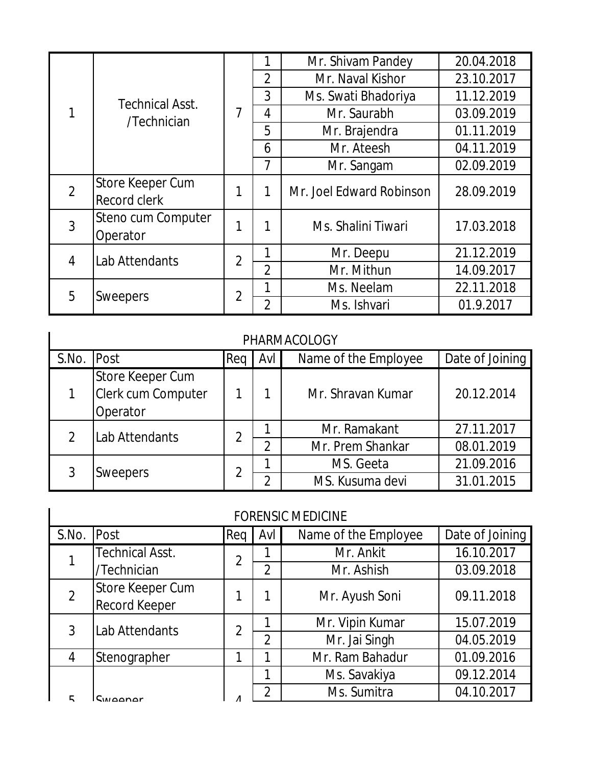| | | | | | |
|---|---|---|---|---|---|
| 1 | Technical Asst. /Technician | 7 | 1 | Mr. Shivam Pandey | 20.04.2018 |
| | | | 2 | Mr. Naval Kishor | 23.10.2017 |
| | | | 3 | Ms. Swati Bhadoriya | 11.12.2019 |
| | | | 4 | Mr. Saurabh | 03.09.2019 |
| | | | 5 | Mr. Brajendra | 01.11.2019 |
| | | | 6 | Mr. Ateesh | 04.11.2019 |
| | | | 7 | Mr. Sangam | 02.09.2019 |
| 2 | Store Keeper Cum Record clerk | 1 | 1 | Mr. Joel Edward Robinson | 28.09.2019 |
| 3 | Steno cum Computer Operator | 1 | 1 | Ms. Shalini Tiwari | 17.03.2018 |
| 4 | Lab Attendants | 2 | 1 | Mr. Deepu | 21.12.2019 |
| | | | 2 | Mr. Mithun | 14.09.2017 |
| 5 | Sweepers | 2 | 1 | Ms. Neelam | 22.11.2018 |
| | | | 2 | Ms. Ishvari | 01.9.2017 |

PHARMACOLOGY

| S.No. | Post | Req | Avl | Name of the Employee | Date of Joining |
|---|---|---|---|---|---|
| 1 | Store Keeper Cum Clerk cum Computer Operator | 1 | 1 | Mr. Shravan Kumar | 20.12.2014 |
| 2 | Lab Attendants | 2 | 1 | Mr. Ramakant | 27.11.2017 |
| | | | 2 | Mr. Prem Shankar | 08.01.2019 |
| 3 | Sweepers | 2 | 1 | MS. Geeta | 21.09.2016 |
| | | | 2 | MS. Kusuma devi | 31.01.2015 |

FORENSIC MEDICINE

| S.No. | Post | Req | Avl | Name of the Employee | Date of Joining |
|---|---|---|---|---|---|
| 1 | Technical Asst. /Technician | 2 | 1 | Mr. Ankit | 16.10.2017 |
| | | | 2 | Mr. Ashish | 03.09.2018 |
| 2 | Store Keeper Cum Record Keeper | 1 | 1 | Mr. Ayush Soni | 09.11.2018 |
| 3 | Lab Attendants | 2 | 1 | Mr. Vipin Kumar | 15.07.2019 |
| | | | 2 | Mr. Jai Singh | 04.05.2019 |
| 4 | Stenographer | 1 | 1 | Mr. Ram Bahadur | 01.09.2016 |
| 5 | Sweeper | 4 | 1 | Ms. Savakiya | 09.12.2014 |
| | | | 2 | Ms. Sumitra | 04.10.2017 |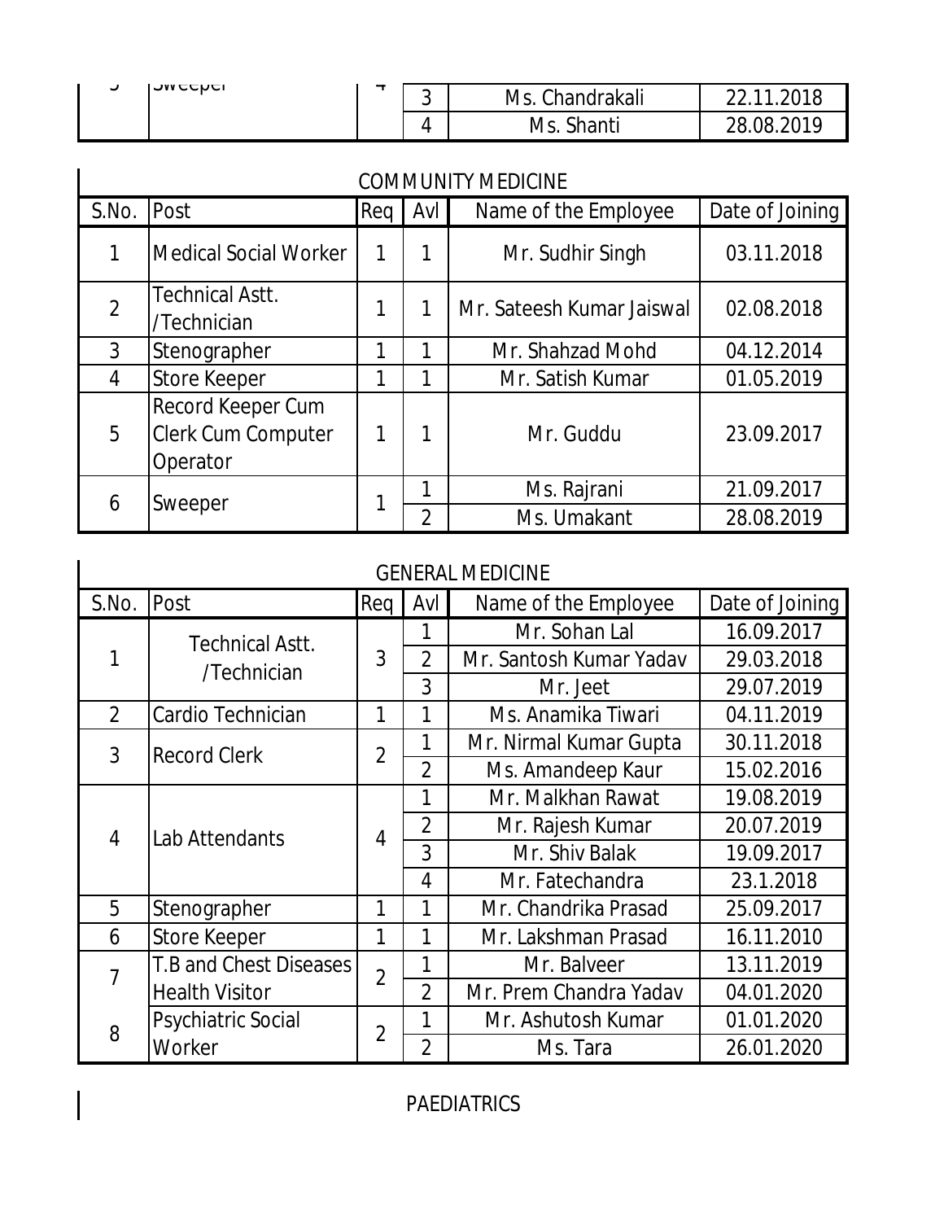| S.No. | Post | Req | Avl | Name of the Employee | Date of Joining |
|---|---|---|---|---|---|
| 5 | Sweeper | 4 | 3 | Ms. Chandrakali | 22.11.2018 |
| | | | 4 | Ms. Shanti | 28.08.2019 |

COMMUNITY MEDICINE

| S.No. | Post | Req | Avl | Name of the Employee | Date of Joining |
|---|---|---|---|---|---|
| 1 | Medical Social Worker | 1 | 1 | Mr. Sudhir Singh | 03.11.2018 |
| 2 | Technical Astt. /Technician | 1 | 1 | Mr. Sateesh Kumar Jaiswal | 02.08.2018 |
| 3 | Stenographer | 1 | 1 | Mr. Shahzad Mohd | 04.12.2014 |
| 4 | Store Keeper | 1 | 1 | Mr. Satish Kumar | 01.05.2019 |
| 5 | Record Keeper Cum Clerk Cum Computer Operator | 1 | 1 | Mr. Guddu | 23.09.2017 |
| 6 | Sweeper | 1 | 1 | Ms. Rajrani | 21.09.2017 |
| | | | 2 | Ms. Umakant | 28.08.2019 |

GENERAL MEDICINE

| S.No. | Post | Req | Avl | Name of the Employee | Date of Joining |
|---|---|---|---|---|---|
| 1 | Technical Astt. /Technician | 3 | 1 | Mr. Sohan Lal | 16.09.2017 |
| | | | 2 | Mr. Santosh Kumar Yadav | 29.03.2018 |
| | | | 3 | Mr. Jeet | 29.07.2019 |
| 2 | Cardio Technician | 1 | 1 | Ms. Anamika Tiwari | 04.11.2019 |
| 3 | Record Clerk | 2 | 1 | Mr. Nirmal Kumar Gupta | 30.11.2018 |
| | | | 2 | Ms. Amandeep Kaur | 15.02.2016 |
| 4 | Lab Attendants | 4 | 1 | Mr. Malkhan Rawat | 19.08.2019 |
| | | | 2 | Mr. Rajesh Kumar | 20.07.2019 |
| | | | 3 | Mr. Shiv Balak | 19.09.2017 |
| | | | 4 | Mr. Fatechandra | 23.1.2018 |
| 5 | Stenographer | 1 | 1 | Mr. Chandrika Prasad | 25.09.2017 |
| 6 | Store Keeper | 1 | 1 | Mr. Lakshman Prasad | 16.11.2010 |
| 7 | T.B and Chest Diseases Health Visitor | 2 | 1 | Mr. Balveer | 13.11.2019 |
| | | | 2 | Mr. Prem Chandra Yadav | 04.01.2020 |
| 8 | Psychiatric Social Worker | 2 | 1 | Mr. Ashutosh Kumar | 01.01.2020 |
| | | | 2 | Ms. Tara | 26.01.2020 |

PAEDIATRICS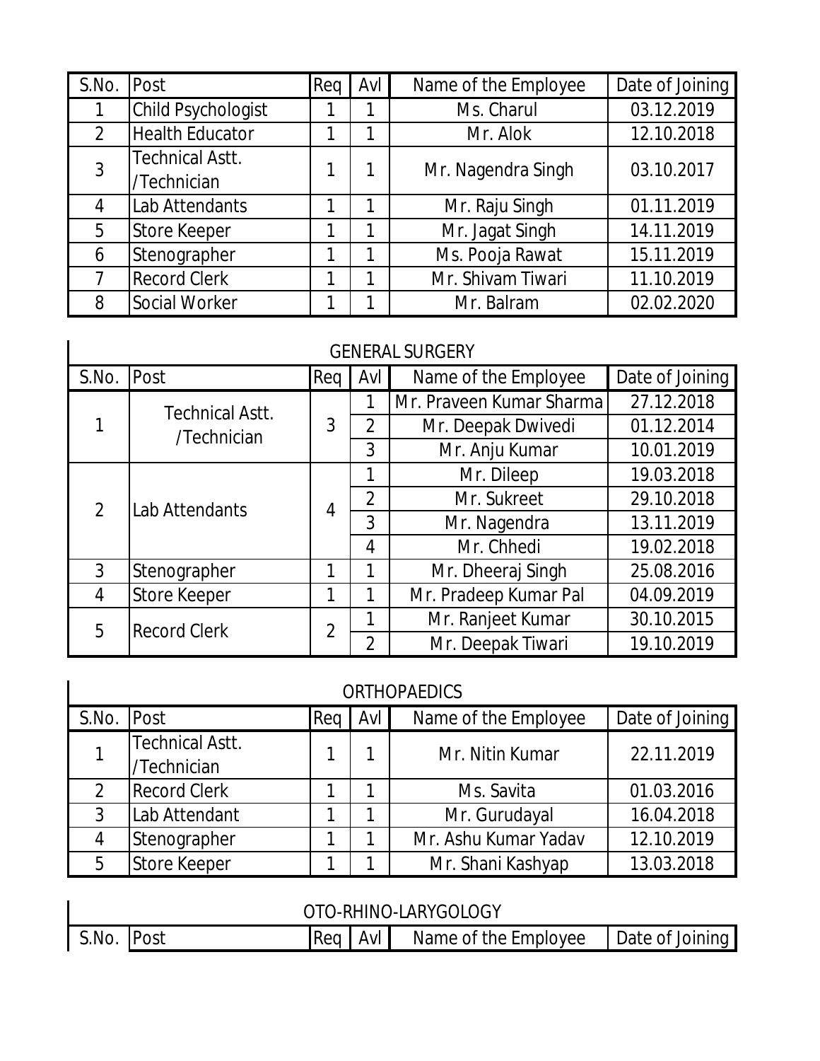| S.No. | Post | Req | Avl | Name of the Employee | Date of Joining |
|---|---|---|---|---|---|
| 1 | Child Psychologist | 1 | 1 | Ms. Charul | 03.12.2019 |
| 2 | Health Educator | 1 | 1 | Mr. Alok | 12.10.2018 |
| 3 | Technical Astt. /Technician | 1 | 1 | Mr. Nagendra Singh | 03.10.2017 |
| 4 | Lab Attendants | 1 | 1 | Mr. Raju Singh | 01.11.2019 |
| 5 | Store Keeper | 1 | 1 | Mr. Jagat Singh | 14.11.2019 |
| 6 | Stenographer | 1 | 1 | Ms. Pooja Rawat | 15.11.2019 |
| 7 | Record Clerk | 1 | 1 | Mr. Shivam Tiwari | 11.10.2019 |
| 8 | Social Worker | 1 | 1 | Mr. Balram | 02.02.2020 |

## GENERAL SURGERY

| S.No. | Post | Req | Avl | Name of the Employee | Date of Joining |
|---|---|---|---|---|---|
| 1 | Technical Astt. /Technician | 3 | 1 | Mr. Praveen Kumar Sharma | 27.12.2018 |
| | | | 2 | Mr. Deepak Dwivedi | 01.12.2014 |
| | | | 3 | Mr. Anju Kumar | 10.01.2019 |
| 2 | Lab Attendants | 4 | 1 | Mr. Dileep | 19.03.2018 |
| | | | 2 | Mr. Sukreet | 29.10.2018 |
| | | | 3 | Mr. Nagendra | 13.11.2019 |
| | | | 4 | Mr. Chhedi | 19.02.2018 |
| 3 | Stenographer | 1 | 1 | Mr. Dheeraj Singh | 25.08.2016 |
| 4 | Store Keeper | 1 | 1 | Mr. Pradeep Kumar Pal | 04.09.2019 |
| 5 | Record Clerk | 2 | 1 | Mr. Ranjeet Kumar | 30.10.2015 |
| | | | 2 | Mr. Deepak Tiwari | 19.10.2019 |

## ORTHOPAEDICS

| S.No. | Post | Req | Avl | Name of the Employee | Date of Joining |
|---|---|---|---|---|---|
| 1 | Technical Astt. /Technician | 1 | 1 | Mr. Nitin Kumar | 22.11.2019 |
| 2 | Record Clerk | 1 | 1 | Ms. Savita | 01.03.2016 |
| 3 | Lab Attendant | 1 | 1 | Mr. Gurudayal | 16.04.2018 |
| 4 | Stenographer | 1 | 1 | Mr. Ashu Kumar Yadav | 12.10.2019 |
| 5 | Store Keeper | 1 | 1 | Mr. Shani Kashyap | 13.03.2018 |

## OTO-RHINO-LARYGOLOGY

| S.No. | Post | Req | Avl | Name of the Employee | Date of Joining |
|---|---|---|---|---|---|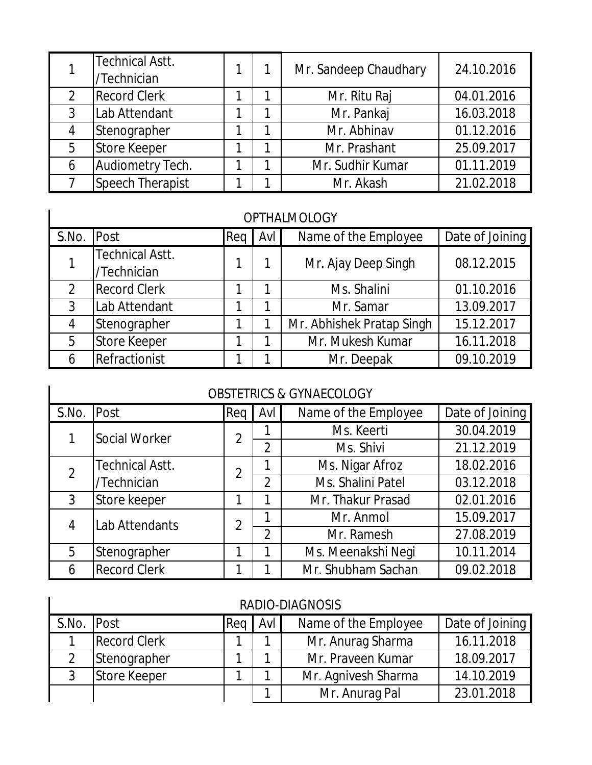| S.No. | Post | Req | Avl | Name of the Employee | Date of Joining |
|---|---|---|---|---|---|
| 1 | Technical Astt. /Technician | 1 | 1 | Mr. Sandeep Chaudhary | 24.10.2016 |
| 2 | Record Clerk | 1 | 1 | Mr. Ritu Raj | 04.01.2016 |
| 3 | Lab Attendant | 1 | 1 | Mr. Pankaj | 16.03.2018 |
| 4 | Stenographer | 1 | 1 | Mr. Abhinav | 01.12.2016 |
| 5 | Store Keeper | 1 | 1 | Mr. Prashant | 25.09.2017 |
| 6 | Audiometry Tech. | 1 | 1 | Mr. Sudhir Kumar | 01.11.2019 |
| 7 | Speech Therapist | 1 | 1 | Mr. Akash | 21.02.2018 |

## OPTHALMOLOGY

| S.No. | Post | Req | Avl | Name of the Employee | Date of Joining |
|---|---|---|---|---|---|
| 1 | Technical Astt. /Technician | 1 | 1 | Mr. Ajay Deep Singh | 08.12.2015 |
| 2 | Record Clerk | 1 | 1 | Ms. Shalini | 01.10.2016 |
| 3 | Lab Attendant | 1 | 1 | Mr. Samar | 13.09.2017 |
| 4 | Stenographer | 1 | 1 | Mr. Abhishek Pratap Singh | 15.12.2017 |
| 5 | Store Keeper | 1 | 1 | Mr. Mukesh Kumar | 16.11.2018 |
| 6 | Refractionist | 1 | 1 | Mr. Deepak | 09.10.2019 |

## OBSTETRICS & GYNAECOLOGY

| S.No. | Post | Req | Avl | Name of the Employee | Date of Joining |
|---|---|---|---|---|---|
| 1 | Social Worker | 2 | 1 | Ms. Keerti | 30.04.2019 |
| | | | 2 | Ms. Shivi | 21.12.2019 |
| 2 | Technical Astt. /Technician | 2 | 1 | Ms. Nigar Afroz | 18.02.2016 |
| | | | 2 | Ms. Shalini Patel | 03.12.2018 |
| 3 | Store keeper | 1 | 1 | Mr. Thakur Prasad | 02.01.2016 |
| 4 | Lab Attendants | 2 | 1 | Mr. Anmol | 15.09.2017 |
| | | | 2 | Mr. Ramesh | 27.08.2019 |
| 5 | Stenographer | 1 | 1 | Ms. Meenakshi Negi | 10.11.2014 |
| 6 | Record Clerk | 1 | 1 | Mr. Shubham Sachan | 09.02.2018 |

## RADIO-DIAGNOSIS

| S.No. | Post | Req | Avl | Name of the Employee | Date of Joining |
|---|---|---|---|---|---|
| 1 | Record Clerk | 1 | 1 | Mr. Anurag Sharma | 16.11.2018 |
| 2 | Stenographer | 1 | 1 | Mr. Praveen Kumar | 18.09.2017 |
| 3 | Store Keeper | 1 | 1 | Mr. Agnivesh Sharma | 14.10.2019 |
| | | | 1 | Mr. Anurag Pal | 23.01.2018 |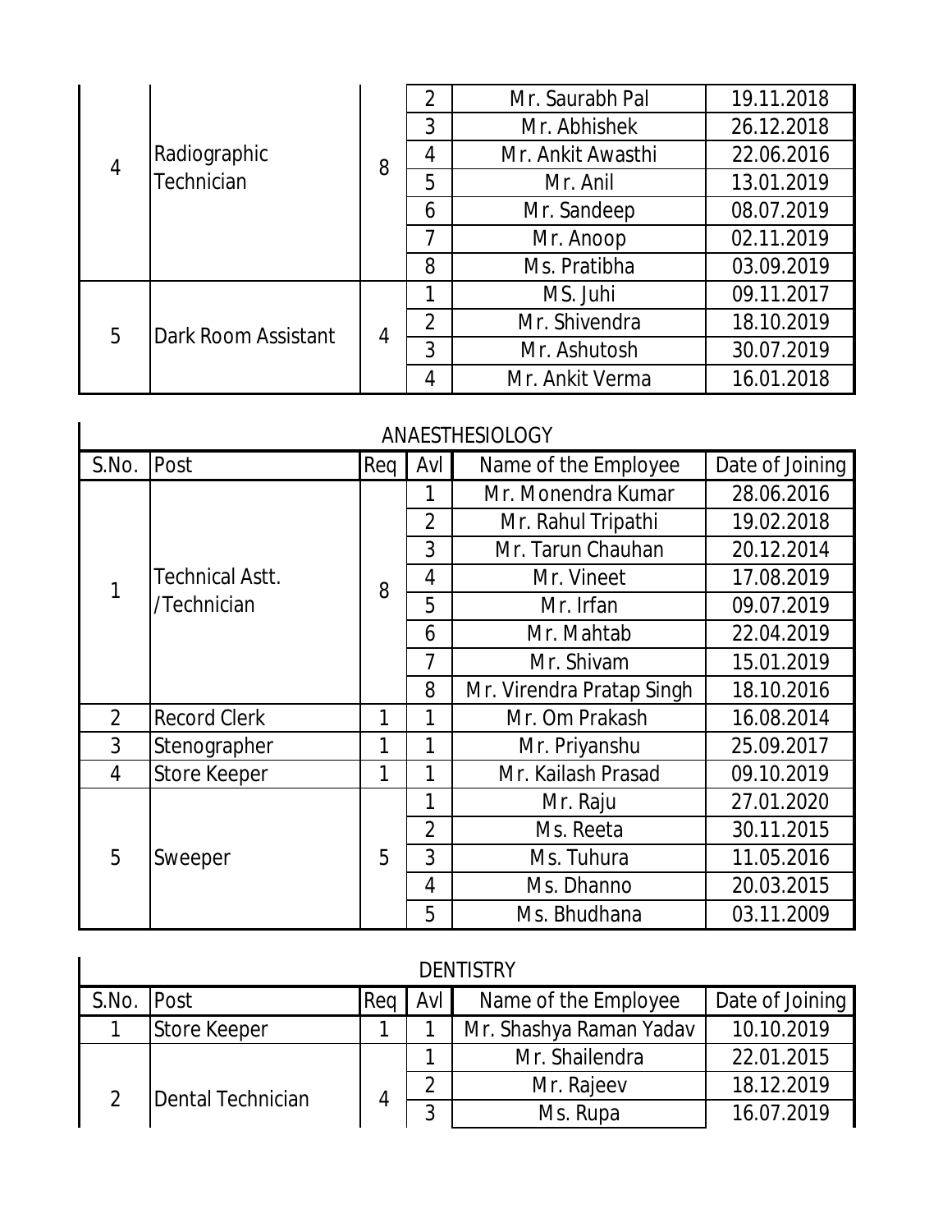| | | | | | |
|---|---|---|---|---|---|
| 4 | Radiographic Technician | 8 | 2 | Mr. Saurabh Pal | 19.11.2018 |
| | | | 3 | Mr. Abhishek | 26.12.2018 |
| | | | 4 | Mr. Ankit Awasthi | 22.06.2016 |
| | | | 5 | Mr. Anil | 13.01.2019 |
| | | | 6 | Mr. Sandeep | 08.07.2019 |
| | | | 7 | Mr. Anoop | 02.11.2019 |
| | | | 8 | Ms. Pratibha | 03.09.2019 |
| 5 | Dark Room Assistant | 4 | 1 | MS. Juhi | 09.11.2017 |
| | | | 2 | Mr. Shivendra | 18.10.2019 |
| | | | 3 | Mr. Ashutosh | 30.07.2019 |
| | | | 4 | Mr. Ankit Verma | 16.01.2018 |

## ANAESTHESIOLOGY

| S.No. | Post | Req | Avl | Name of the Employee | Date of Joining |
|---|---|---|---|---|---|
| 1 | Technical Astt. /Technician | 8 | 1 | Mr. Monendra Kumar | 28.06.2016 |
| | | | 2 | Mr. Rahul Tripathi | 19.02.2018 |
| | | | 3 | Mr. Tarun Chauhan | 20.12.2014 |
| | | | 4 | Mr. Vineet | 17.08.2019 |
| | | | 5 | Mr. Irfan | 09.07.2019 |
| | | | 6 | Mr. Mahtab | 22.04.2019 |
| | | | 7 | Mr. Shivam | 15.01.2019 |
| | | | 8 | Mr. Virendra Pratap Singh | 18.10.2016 |
| 2 | Record Clerk | 1 | 1 | Mr. Om Prakash | 16.08.2014 |
| 3 | Stenographer | 1 | 1 | Mr. Priyanshu | 25.09.2017 |
| 4 | Store Keeper | 1 | 1 | Mr. Kailash Prasad | 09.10.2019 |
| 5 | Sweeper | 5 | 1 | Mr. Raju | 27.01.2020 |
| | | | 2 | Ms. Reeta | 30.11.2015 |
| | | | 3 | Ms. Tuhura | 11.05.2016 |
| | | | 4 | Ms. Dhanno | 20.03.2015 |
| | | | 5 | Ms. Bhudhana | 03.11.2009 |

## DENTISTRY

| S.No. | Post | Req | Avl | Name of the Employee | Date of Joining |
|---|---|---|---|---|---|
| 1 | Store Keeper | 1 | 1 | Mr. Shashya Raman Yadav | 10.10.2019 |
| 2 | Dental Technician | 4 | 1 | Mr. Shailendra | 22.01.2015 |
| | | | 2 | Mr. Rajeev | 18.12.2019 |
| | | | 3 | Ms. Rupa | 16.07.2019 |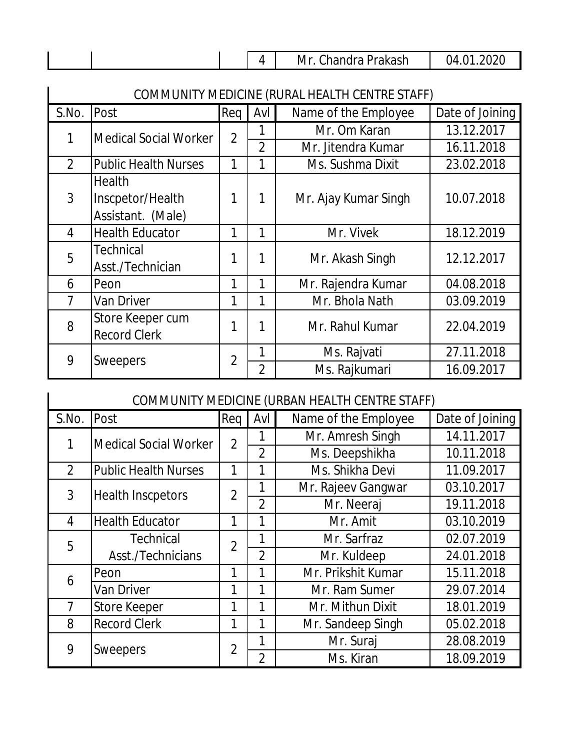| | | | | | |
|---|---|---|---|---|---|
| | | | 4 | Mr. Chandra Prakash | 04.01.2020 |

## COMMUNITY MEDICINE (RURAL HEALTH CENTRE STAFF)

| S.No. | Post | Req | Avl | Name of the Employee | Date of Joining |
|---|---|---|---|---|---|
| 1 | Medical Social Worker | 2 | 1 | Mr. Om Karan | 13.12.2017 |
| | | | 2 | Mr. Jitendra Kumar | 16.11.2018 |
| 2 | Public Health Nurses | 1 | 1 | Ms. Sushma Dixit | 23.02.2018 |
| 3 | Health Inscpetor/Health Assistant. (Male) | 1 | 1 | Mr. Ajay Kumar Singh | 10.07.2018 |
| 4 | Health Educator | 1 | 1 | Mr. Vivek | 18.12.2019 |
| 5 | Technical Asst./Technician | 1 | 1 | Mr. Akash Singh | 12.12.2017 |
| 6 | Peon | 1 | 1 | Mr. Rajendra Kumar | 04.08.2018 |
| 7 | Van Driver | 1 | 1 | Mr. Bhola Nath | 03.09.2019 |
| 8 | Store Keeper cum Record Clerk | 1 | 1 | Mr. Rahul Kumar | 22.04.2019 |
| 9 | Sweepers | 2 | 1 | Ms. Rajvati | 27.11.2018 |
| | | | 2 | Ms. Rajkumari | 16.09.2017 |

## COMMUNITY MEDICINE (URBAN HEALTH CENTRE STAFF)

| S.No. | Post | Req | Avl | Name of the Employee | Date of Joining |
|---|---|---|---|---|---|
| 1 | Medical Social Worker | 2 | 1 | Mr. Amresh Singh | 14.11.2017 |
| | | | 2 | Ms. Deepshikha | 10.11.2018 |
| 2 | Public Health Nurses | 1 | 1 | Ms. Shikha Devi | 11.09.2017 |
| 3 | Health Inscpetors | 2 | 1 | Mr. Rajeev Gangwar | 03.10.2017 |
| | | | 2 | Mr. Neeraj | 19.11.2018 |
| 4 | Health Educator | 1 | 1 | Mr. Amit | 03.10.2019 |
| 5 | Technical Asst./Technicians | 2 | 1 | Mr. Sarfraz | 02.07.2019 |
| | | | 2 | Mr. Kuldeep | 24.01.2018 |
| 6 | Peon | 1 | 1 | Mr. Prikshit Kumar | 15.11.2018 |
| | Van Driver | 1 | 1 | Mr. Ram Sumer | 29.07.2014 |
| 7 | Store Keeper | 1 | 1 | Mr. Mithun Dixit | 18.01.2019 |
| 8 | Record Clerk | 1 | 1 | Mr. Sandeep Singh | 05.02.2018 |
| 9 | Sweepers | 2 | 1 | Mr. Suraj | 28.08.2019 |
| | | | 2 | Ms. Kiran | 18.09.2019 |